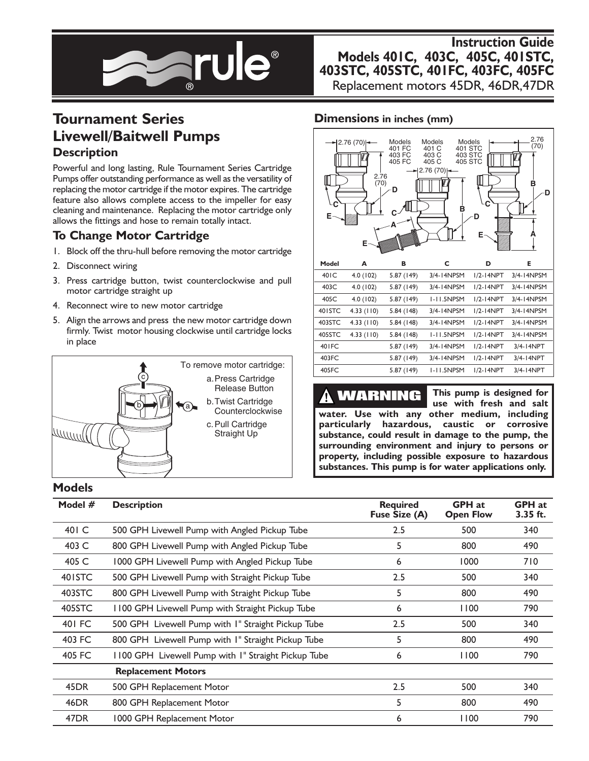# Instruction Guide

## Models 401C, 403C, 405C, 401STC, 403STC, 405STC, 401FC, 403FC, 405FC

Replacement motors 45DR, 46DR,47DR

# Tournament Series Livewell/Baitwell Pumps

## Description

Powerful and long lasting, Rule Tournament Series Cartridge Pumps offer outstanding performance as well as the versatility of replacing the motor cartridge if the motor expires. The cartridge feature also allows complete access to the impeller for easy cleaning and maintenance. Replacing the motor cartridge only allows the fittings and hose to remain totally intact.

## To Change Motor Cartridge

1. Block off the thru-hull before removing the motor cartridge
2. Disconnect wiring
3. Press cartridge button, twist counterclockwise and pull motor cartridge straight up
4. Reconnect wire to new motor cartridge
5. Align the arrows and press the new motor cartridge down firmly. Twist motor housing clockwise until cartridge locks in place

To remove motor cartridge:

a. Press Cartridge Release Button
b. Twist Cartridge Counterclockwise
c. Pull Cartridge Straight Up

## Dimensions in inches (mm)

| Model | A | B | C | D | E |
|---|---|---|---|---|---|
| 401C | 4.0 (102) | 5.87 (149) | 3/4-14NPSM | 1/2-14NPT | 3/4-14NPSM |
| 403C | 4.0 (102) | 5.87 (149) | 3/4-14NPSM | 1/2-14NPT | 3/4-14NPSM |
| 405C | 4.0 (102) | 5.87 (149) | 1-11.5NPSM | 1/2-14NPT | 3/4-14NPSM |
| 401STC | 4.33 (110) | 5.84 (148) | 3/4-14NPSM | 1/2-14NPT | 3/4-14NPSM |
| 403STC | 4.33 (110) | 5.84 (148) | 3/4-14NPSM | 1/2-14NPT | 3/4-14NPSM |
| 405STC | 4.33 (110) | 5.84 (148) | 1-11.5NPSM | 1/2-14NPT | 3/4-14NPSM |
| 401FC | | 5.87 (149) | 3/4-14NPSM | 1/2-14NPT | 3/4-14NPT |
| 403FC | | 5.87 (149) | 3/4-14NPSM | 1/2-14NPT | 3/4-14NPT |
| 405FC | | 5.87 (149) | 1-11.5NPSM | 1/2-14NPT | 3/4-14NPT |

**⚠ WARNING** **This pump is designed for use with fresh and salt water. Use with any other medium, including particularly hazardous, caustic or corrosive substance, could result in damage to the pump, the surrounding environment and injury to persons or property, including possible exposure to hazardous substances. This pump is for water applications only.**

## Models

| Model # | Description | Required Fuse Size (A) | GPH at Open Flow | GPH at 3.35 ft. |
|---|---|---|---|---|
| 401 C | 500 GPH Livewell Pump with Angled Pickup Tube | 2.5 | 500 | 340 |
| 403 C | 800 GPH Livewell Pump with Angled Pickup Tube | 5 | 800 | 490 |
| 405 C | 1000 GPH Livewell Pump with Angled Pickup Tube | 6 | 1000 | 710 |
| 401STC | 500 GPH Livewell Pump with Straight Pickup Tube | 2.5 | 500 | 340 |
| 403STC | 800 GPH Livewell Pump with Straight Pickup Tube | 5 | 800 | 490 |
| 405STC | 1100 GPH Livewell Pump with Straight Pickup Tube | 6 | 1100 | 790 |
| 401 FC | 500 GPH Livewell Pump with 1" Straight Pickup Tube | 2.5 | 500 | 340 |
| 403 FC | 800 GPH Livewell Pump with 1" Straight Pickup Tube | 5 | 800 | 490 |
| 405 FC | 1100 GPH Livewell Pump with 1" Straight Pickup Tube | 6 | 1100 | 790 |
| | **Replacement Motors** | | | |
| 45DR | 500 GPH Replacement Motor | 2.5 | 500 | 340 |
| 46DR | 800 GPH Replacement Motor | 5 | 800 | 490 |
| 47DR | 1000 GPH Replacement Motor | 6 | 1100 | 790 |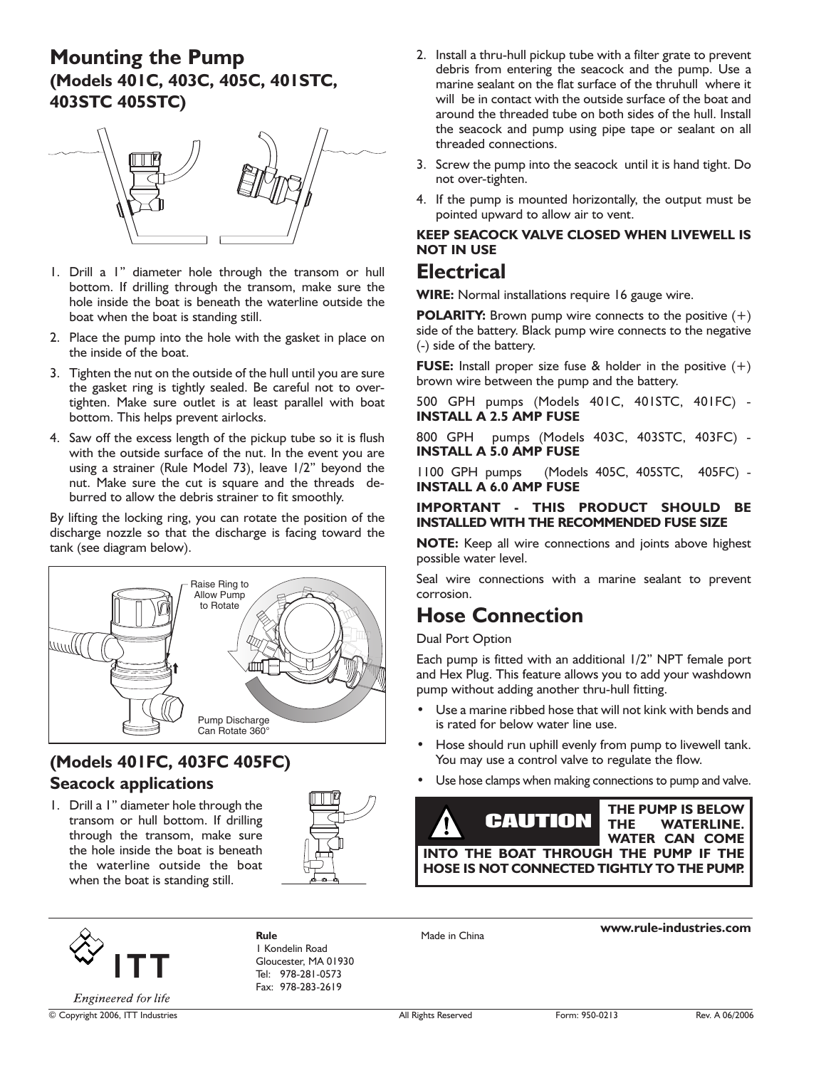## Mounting the Pump
### (Models 401C, 403C, 405C, 401STC, 403STC 405STC)

1. Drill a 1" diameter hole through the transom or hull bottom. If drilling through the transom, make sure the hole inside the boat is beneath the waterline outside the boat when the boat is standing still.
2. Place the pump into the hole with the gasket in place on the inside of the boat.
3. Tighten the nut on the outside of the hull until you are sure the gasket ring is tightly sealed. Be careful not to over-tighten. Make sure outlet is at least parallel with boat bottom. This helps prevent airlocks.
4. Saw off the excess length of the pickup tube so it is flush with the outside surface of the nut. In the event you are using a strainer (Rule Model 73), leave 1/2" beyond the nut. Make sure the cut is square and the threads de-burred to allow the debris strainer to fit smoothly.

By lifting the locking ring, you can rotate the position of the discharge nozzle so that the discharge is facing toward the tank (see diagram below).

Raise Ring to Allow Pump to Rotate

Pump Discharge Can Rotate 360°

### (Models 401FC, 403FC 405FC)
### Seacock applications

1. Drill a 1" diameter hole through the transom or hull bottom. If drilling through the transom, make sure the hole inside the boat is beneath the waterline outside the boat when the boat is standing still.
2. Install a thru-hull pickup tube with a filter grate to prevent debris from entering the seacock and the pump. Use a marine sealant on the flat surface of the thruhull where it will be in contact with the outside surface of the boat and around the threaded tube on both sides of the hull. Install the seacock and pump using pipe tape or sealant on all threaded connections.
3. Screw the pump into the seacock until it is hand tight. Do not over-tighten.
4. If the pump is mounted horizontally, the output must be pointed upward to allow air to vent.

**KEEP SEACOCK VALVE CLOSED WHEN LIVEWELL IS NOT IN USE**

## Electrical

**WIRE:** Normal installations require 16 gauge wire.

**POLARITY:** Brown pump wire connects to the positive (+) side of the battery. Black pump wire connects to the negative (-) side of the battery.

**FUSE:** Install proper size fuse & holder in the positive (+) brown wire between the pump and the battery.

500 GPH pumps (Models 401C, 401STC, 401FC) - **INSTALL A 2.5 AMP FUSE**

800 GPH pumps (Models 403C, 403STC, 403FC) - **INSTALL A 5.0 AMP FUSE**

1100 GPH pumps (Models 405C, 405STC, 405FC) - **INSTALL A 6.0 AMP FUSE**

**IMPORTANT - THIS PRODUCT SHOULD BE INSTALLED WITH THE RECOMMENDED FUSE SIZE**

**NOTE:** Keep all wire connections and joints above highest possible water level.

Seal wire connections with a marine sealant to prevent corrosion.

## Hose Connection

Dual Port Option

Each pump is fitted with an additional 1/2" NPT female port and Hex Plug. This feature allows you to add your washdown pump without adding another thru-hull fitting.

- Use a marine ribbed hose that will not kink with bends and is rated for below water line use.
- Hose should run uphill evenly from pump to livewell tank. You may use a control valve to regulate the flow.
- Use hose clamps when making connections to pump and valve.

**CAUTION** **THE PUMP IS BELOW THE WATERLINE. WATER CAN COME INTO THE BOAT THROUGH THE PUMP IF THE HOSE IS NOT CONNECTED TIGHTLY TO THE PUMP.**

ITT
*Engineered for life*

**Rule**
1 Kondelin Road
Gloucester, MA 01930
Tel: 978-281-0573
Fax: 978-283-2619

Made in China

**www.rule-industries.com**

© Copyright 2006, ITT Industries All Rights Reserved Form: 950-0213 Rev. A 06/2006